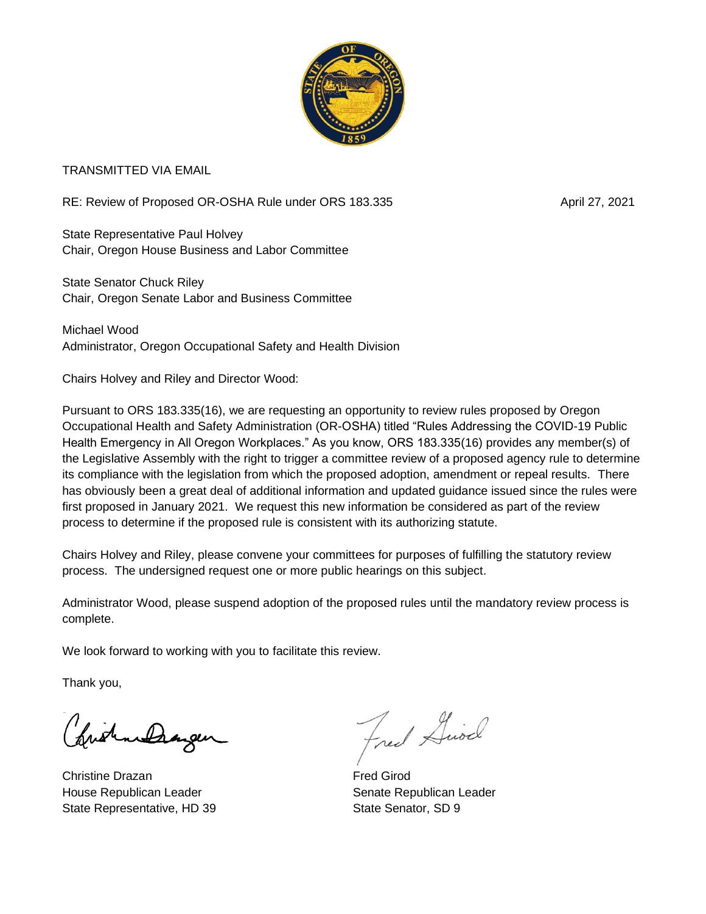TRANSMITTED VIA EMAIL

RE: Review of Proposed OR-OSHA Rule under ORS 183.335 April 27, 2021

State Representative Paul Holvey
Chair, Oregon House Business and Labor Committee

State Senator Chuck Riley
Chair, Oregon Senate Labor and Business Committee

Michael Wood
Administrator, Oregon Occupational Safety and Health Division

Chairs Holvey and Riley and Director Wood:

Pursuant to ORS 183.335(16), we are requesting an opportunity to review rules proposed by Oregon Occupational Health and Safety Administration (OR-OSHA) titled "Rules Addressing the COVID-19 Public Health Emergency in All Oregon Workplaces." As you know, ORS 183.335(16) provides any member(s) of the Legislative Assembly with the right to trigger a committee review of a proposed agency rule to determine its compliance with the legislation from which the proposed adoption, amendment or repeal results. There has obviously been a great deal of additional information and updated guidance issued since the rules were first proposed in January 2021. We request this new information be considered as part of the review process to determine if the proposed rule is consistent with its authorizing statute.

Chairs Holvey and Riley, please convene your committees for purposes of fulfilling the statutory review process. The undersigned request one or more public hearings on this subject.

Administrator Wood, please suspend adoption of the proposed rules until the mandatory review process is complete.

We look forward to working with you to facilitate this review.

Thank you,

Christine Drazan
House Republican Leader
State Representative, HD 39

Fred Girod
Senate Republican Leader
State Senator, SD 9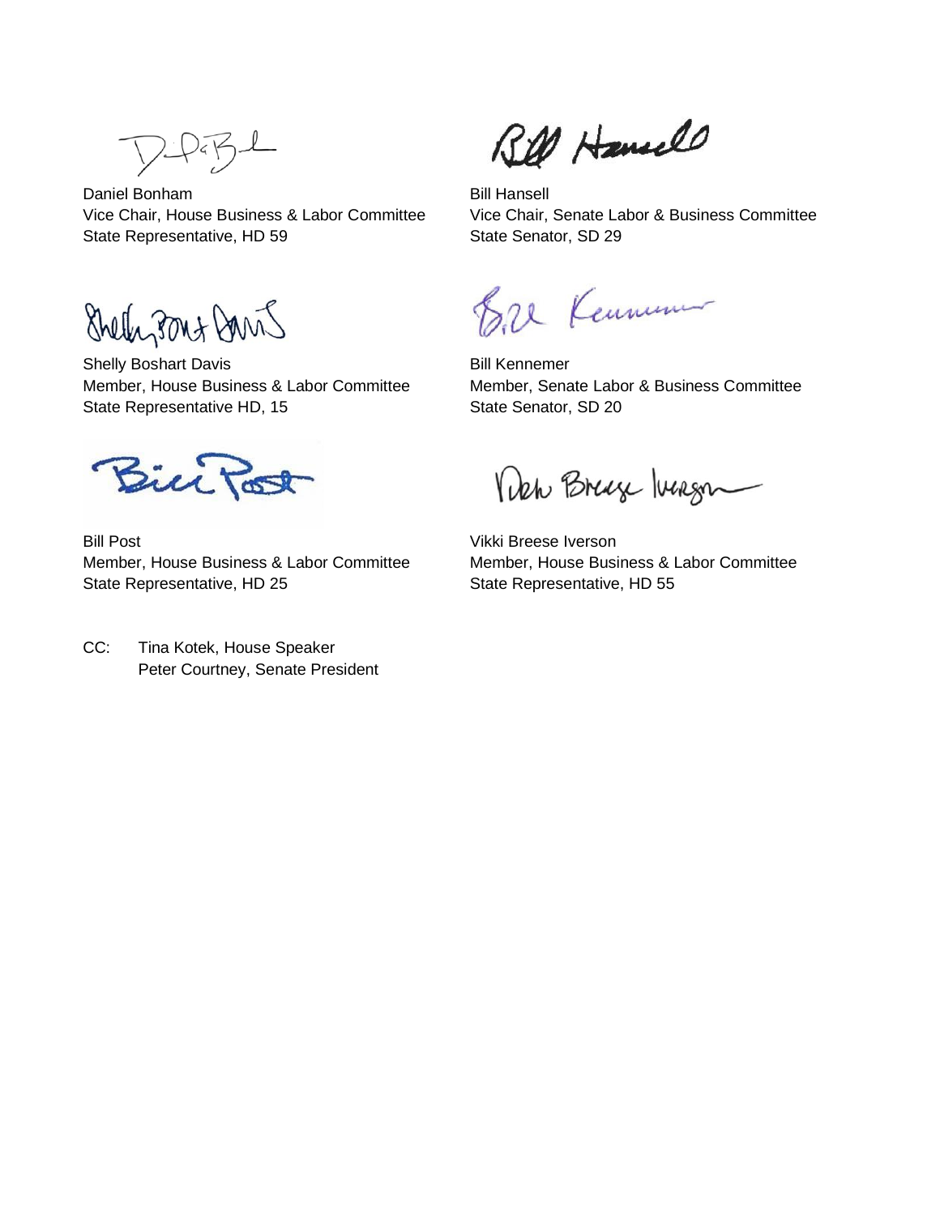Daniel Bonham
Vice Chair, House Business & Labor Committee
State Representative, HD 59

Bill Hansell
Vice Chair, Senate Labor & Business Committee
State Senator, SD 29

Shelly Boshart Davis
Member, House Business & Labor Committee
State Representative HD, 15

Bill Kennemer
Member, Senate Labor & Business Committee
State Senator, SD 20

Bill Post
Member, House Business & Labor Committee
State Representative, HD 25

Vikki Breese Iverson
Member, House Business & Labor Committee
State Representative, HD 55

CC: Tina Kotek, House Speaker
Peter Courtney, Senate President